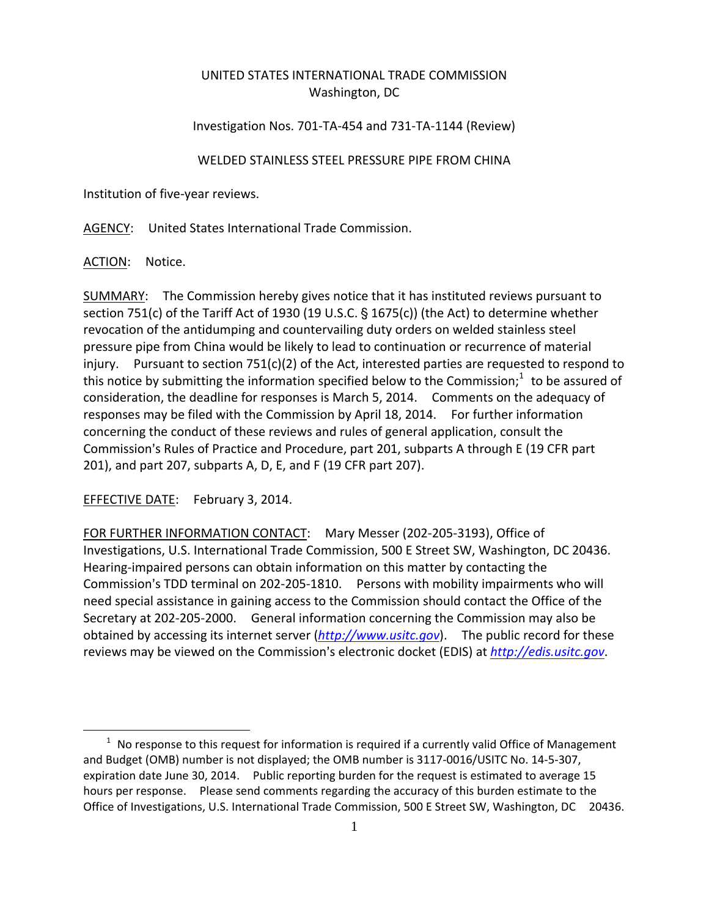UNITED STATES INTERNATIONAL TRADE COMMISSION
Washington, DC

Investigation Nos. 701-TA-454 and 731-TA-1144 (Review)

WELDED STAINLESS STEEL PRESSURE PIPE FROM CHINA

Institution of five-year reviews.

AGENCY: United States International Trade Commission.

ACTION: Notice.

SUMMARY: The Commission hereby gives notice that it has instituted reviews pursuant to section 751(c) of the Tariff Act of 1930 (19 U.S.C. § 1675(c)) (the Act) to determine whether revocation of the antidumping and countervailing duty orders on welded stainless steel pressure pipe from China would be likely to lead to continuation or recurrence of material injury. Pursuant to section 751(c)(2) of the Act, interested parties are requested to respond to this notice by submitting the information specified below to the Commission;[1] to be assured of consideration, the deadline for responses is March 5, 2014. Comments on the adequacy of responses may be filed with the Commission by April 18, 2014. For further information concerning the conduct of these reviews and rules of general application, consult the Commission's Rules of Practice and Procedure, part 201, subparts A through E (19 CFR part 201), and part 207, subparts A, D, E, and F (19 CFR part 207).

EFFECTIVE DATE: February 3, 2014.

FOR FURTHER INFORMATION CONTACT: Mary Messer (202-205-3193), Office of Investigations, U.S. International Trade Commission, 500 E Street SW, Washington, DC 20436. Hearing-impaired persons can obtain information on this matter by contacting the Commission's TDD terminal on 202-205-1810. Persons with mobility impairments who will need special assistance in gaining access to the Commission should contact the Office of the Secretary at 202-205-2000. General information concerning the Commission may also be obtained by accessing its internet server (*http://www.usitc.gov*). The public record for these reviews may be viewed on the Commission's electronic docket (EDIS) at *http://edis.usitc.gov*.

[1] No response to this request for information is required if a currently valid Office of Management and Budget (OMB) number is not displayed; the OMB number is 3117-0016/USITC No. 14-5-307, expiration date June 30, 2014. Public reporting burden for the request is estimated to average 15 hours per response. Please send comments regarding the accuracy of this burden estimate to the Office of Investigations, U.S. International Trade Commission, 500 E Street SW, Washington, DC 20436.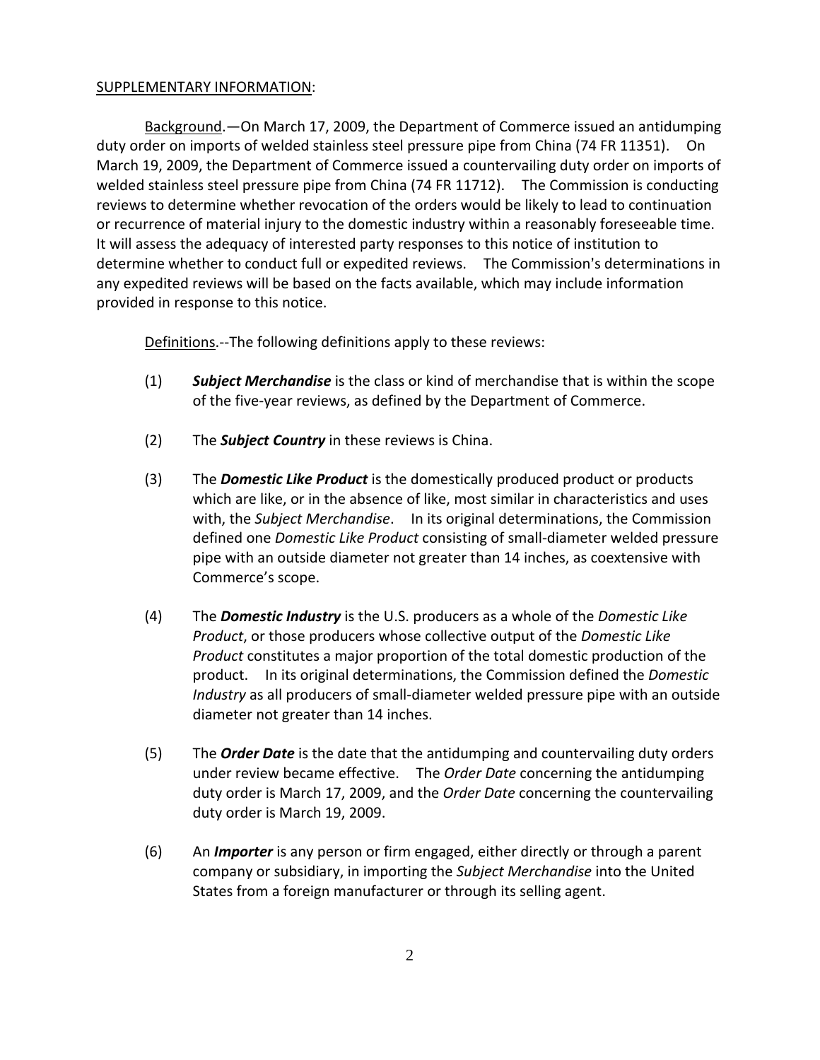SUPPLEMENTARY INFORMATION:

Background.—On March 17, 2009, the Department of Commerce issued an antidumping duty order on imports of welded stainless steel pressure pipe from China (74 FR 11351). On March 19, 2009, the Department of Commerce issued a countervailing duty order on imports of welded stainless steel pressure pipe from China (74 FR 11712). The Commission is conducting reviews to determine whether revocation of the orders would be likely to lead to continuation or recurrence of material injury to the domestic industry within a reasonably foreseeable time. It will assess the adequacy of interested party responses to this notice of institution to determine whether to conduct full or expedited reviews. The Commission's determinations in any expedited reviews will be based on the facts available, which may include information provided in response to this notice.

Definitions.--The following definitions apply to these reviews:

(1) ***Subject Merchandise*** is the class or kind of merchandise that is within the scope of the five-year reviews, as defined by the Department of Commerce.

(2) The ***Subject Country*** in these reviews is China.

(3) The ***Domestic Like Product*** is the domestically produced product or products which are like, or in the absence of like, most similar in characteristics and uses with, the *Subject Merchandise*. In its original determinations, the Commission defined one *Domestic Like Product* consisting of small-diameter welded pressure pipe with an outside diameter not greater than 14 inches, as coextensive with Commerce's scope.

(4) The ***Domestic Industry*** is the U.S. producers as a whole of the *Domestic Like Product*, or those producers whose collective output of the *Domestic Like Product* constitutes a major proportion of the total domestic production of the product. In its original determinations, the Commission defined the *Domestic Industry* as all producers of small-diameter welded pressure pipe with an outside diameter not greater than 14 inches.

(5) The ***Order Date*** is the date that the antidumping and countervailing duty orders under review became effective. The *Order Date* concerning the antidumping duty order is March 17, 2009, and the *Order Date* concerning the countervailing duty order is March 19, 2009.

(6) An ***Importer*** is any person or firm engaged, either directly or through a parent company or subsidiary, in importing the *Subject Merchandise* into the United States from a foreign manufacturer or through its selling agent.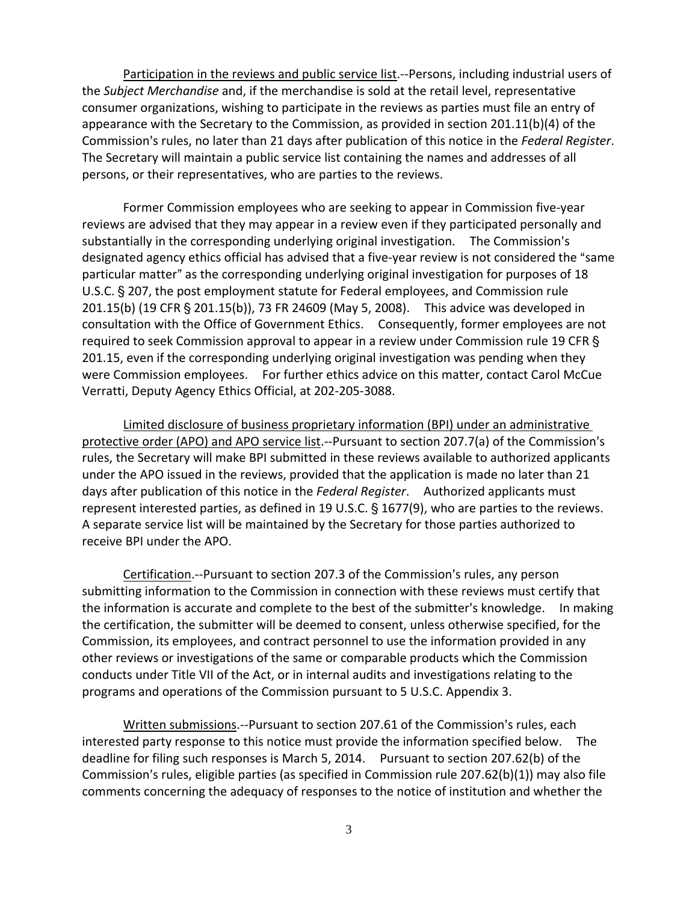Participation in the reviews and public service list.--Persons, including industrial users of the *Subject Merchandise* and, if the merchandise is sold at the retail level, representative consumer organizations, wishing to participate in the reviews as parties must file an entry of appearance with the Secretary to the Commission, as provided in section 201.11(b)(4) of the Commission's rules, no later than 21 days after publication of this notice in the *Federal Register*. The Secretary will maintain a public service list containing the names and addresses of all persons, or their representatives, who are parties to the reviews.

Former Commission employees who are seeking to appear in Commission five-year reviews are advised that they may appear in a review even if they participated personally and substantially in the corresponding underlying original investigation. The Commission's designated agency ethics official has advised that a five-year review is not considered the "same particular matter" as the corresponding underlying original investigation for purposes of 18 U.S.C. § 207, the post employment statute for Federal employees, and Commission rule 201.15(b) (19 CFR § 201.15(b)), 73 FR 24609 (May 5, 2008). This advice was developed in consultation with the Office of Government Ethics. Consequently, former employees are not required to seek Commission approval to appear in a review under Commission rule 19 CFR § 201.15, even if the corresponding underlying original investigation was pending when they were Commission employees. For further ethics advice on this matter, contact Carol McCue Verratti, Deputy Agency Ethics Official, at 202-205-3088.

Limited disclosure of business proprietary information (BPI) under an administrative protective order (APO) and APO service list.--Pursuant to section 207.7(a) of the Commission's rules, the Secretary will make BPI submitted in these reviews available to authorized applicants under the APO issued in the reviews, provided that the application is made no later than 21 days after publication of this notice in the *Federal Register*. Authorized applicants must represent interested parties, as defined in 19 U.S.C. § 1677(9), who are parties to the reviews. A separate service list will be maintained by the Secretary for those parties authorized to receive BPI under the APO.

Certification.--Pursuant to section 207.3 of the Commission's rules, any person submitting information to the Commission in connection with these reviews must certify that the information is accurate and complete to the best of the submitter's knowledge. In making the certification, the submitter will be deemed to consent, unless otherwise specified, for the Commission, its employees, and contract personnel to use the information provided in any other reviews or investigations of the same or comparable products which the Commission conducts under Title VII of the Act, or in internal audits and investigations relating to the programs and operations of the Commission pursuant to 5 U.S.C. Appendix 3.

Written submissions.--Pursuant to section 207.61 of the Commission's rules, each interested party response to this notice must provide the information specified below. The deadline for filing such responses is March 5, 2014. Pursuant to section 207.62(b) of the Commission's rules, eligible parties (as specified in Commission rule 207.62(b)(1)) may also file comments concerning the adequacy of responses to the notice of institution and whether the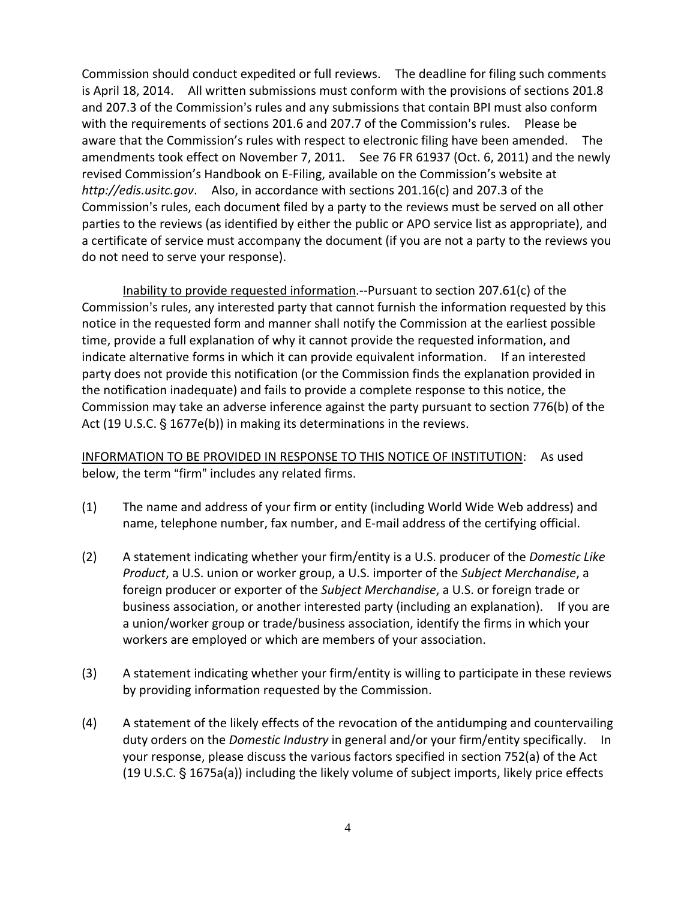Commission should conduct expedited or full reviews. The deadline for filing such comments is April 18, 2014. All written submissions must conform with the provisions of sections 201.8 and 207.3 of the Commission's rules and any submissions that contain BPI must also conform with the requirements of sections 201.6 and 207.7 of the Commission's rules. Please be aware that the Commission's rules with respect to electronic filing have been amended. The amendments took effect on November 7, 2011. See 76 FR 61937 (Oct. 6, 2011) and the newly revised Commission's Handbook on E-Filing, available on the Commission's website at *http://edis.usitc.gov*. Also, in accordance with sections 201.16(c) and 207.3 of the Commission's rules, each document filed by a party to the reviews must be served on all other parties to the reviews (as identified by either the public or APO service list as appropriate), and a certificate of service must accompany the document (if you are not a party to the reviews you do not need to serve your response).

Inability to provide requested information.--Pursuant to section 207.61(c) of the Commission's rules, any interested party that cannot furnish the information requested by this notice in the requested form and manner shall notify the Commission at the earliest possible time, provide a full explanation of why it cannot provide the requested information, and indicate alternative forms in which it can provide equivalent information. If an interested party does not provide this notification (or the Commission finds the explanation provided in the notification inadequate) and fails to provide a complete response to this notice, the Commission may take an adverse inference against the party pursuant to section 776(b) of the Act (19 U.S.C. § 1677e(b)) in making its determinations in the reviews.

INFORMATION TO BE PROVIDED IN RESPONSE TO THIS NOTICE OF INSTITUTION: As used below, the term "firm" includes any related firms.

(1) The name and address of your firm or entity (including World Wide Web address) and name, telephone number, fax number, and E-mail address of the certifying official.

(2) A statement indicating whether your firm/entity is a U.S. producer of the *Domestic Like Product*, a U.S. union or worker group, a U.S. importer of the *Subject Merchandise*, a foreign producer or exporter of the *Subject Merchandise*, a U.S. or foreign trade or business association, or another interested party (including an explanation). If you are a union/worker group or trade/business association, identify the firms in which your workers are employed or which are members of your association.

(3) A statement indicating whether your firm/entity is willing to participate in these reviews by providing information requested by the Commission.

(4) A statement of the likely effects of the revocation of the antidumping and countervailing duty orders on the *Domestic Industry* in general and/or your firm/entity specifically. In your response, please discuss the various factors specified in section 752(a) of the Act (19 U.S.C. § 1675a(a)) including the likely volume of subject imports, likely price effects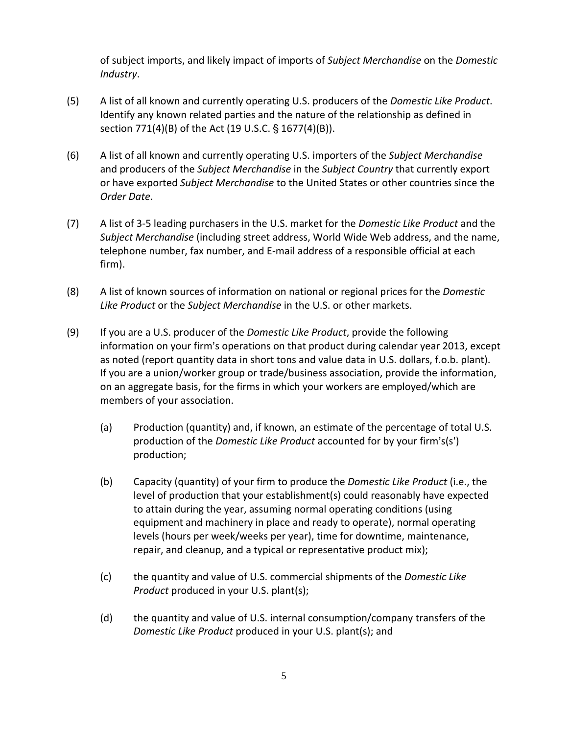of subject imports, and likely impact of imports of *Subject Merchandise* on the *Domestic Industry*.

(5) A list of all known and currently operating U.S. producers of the *Domestic Like Product*. Identify any known related parties and the nature of the relationship as defined in section 771(4)(B) of the Act (19 U.S.C. § 1677(4)(B)).

(6) A list of all known and currently operating U.S. importers of the *Subject Merchandise* and producers of the *Subject Merchandise* in the *Subject Country* that currently export or have exported *Subject Merchandise* to the United States or other countries since the *Order Date*.

(7) A list of 3-5 leading purchasers in the U.S. market for the *Domestic Like Product* and the *Subject Merchandise* (including street address, World Wide Web address, and the name, telephone number, fax number, and E-mail address of a responsible official at each firm).

(8) A list of known sources of information on national or regional prices for the *Domestic Like Product* or the *Subject Merchandise* in the U.S. or other markets.

(9) If you are a U.S. producer of the *Domestic Like Product*, provide the following information on your firm's operations on that product during calendar year 2013, except as noted (report quantity data in short tons and value data in U.S. dollars, f.o.b. plant). If you are a union/worker group or trade/business association, provide the information, on an aggregate basis, for the firms in which your workers are employed/which are members of your association.

   (a) Production (quantity) and, if known, an estimate of the percentage of total U.S. production of the *Domestic Like Product* accounted for by your firm's(s') production;

   (b) Capacity (quantity) of your firm to produce the *Domestic Like Product* (i.e., the level of production that your establishment(s) could reasonably have expected to attain during the year, assuming normal operating conditions (using equipment and machinery in place and ready to operate), normal operating levels (hours per week/weeks per year), time for downtime, maintenance, repair, and cleanup, and a typical or representative product mix);

   (c) the quantity and value of U.S. commercial shipments of the *Domestic Like Product* produced in your U.S. plant(s);

   (d) the quantity and value of U.S. internal consumption/company transfers of the *Domestic Like Product* produced in your U.S. plant(s); and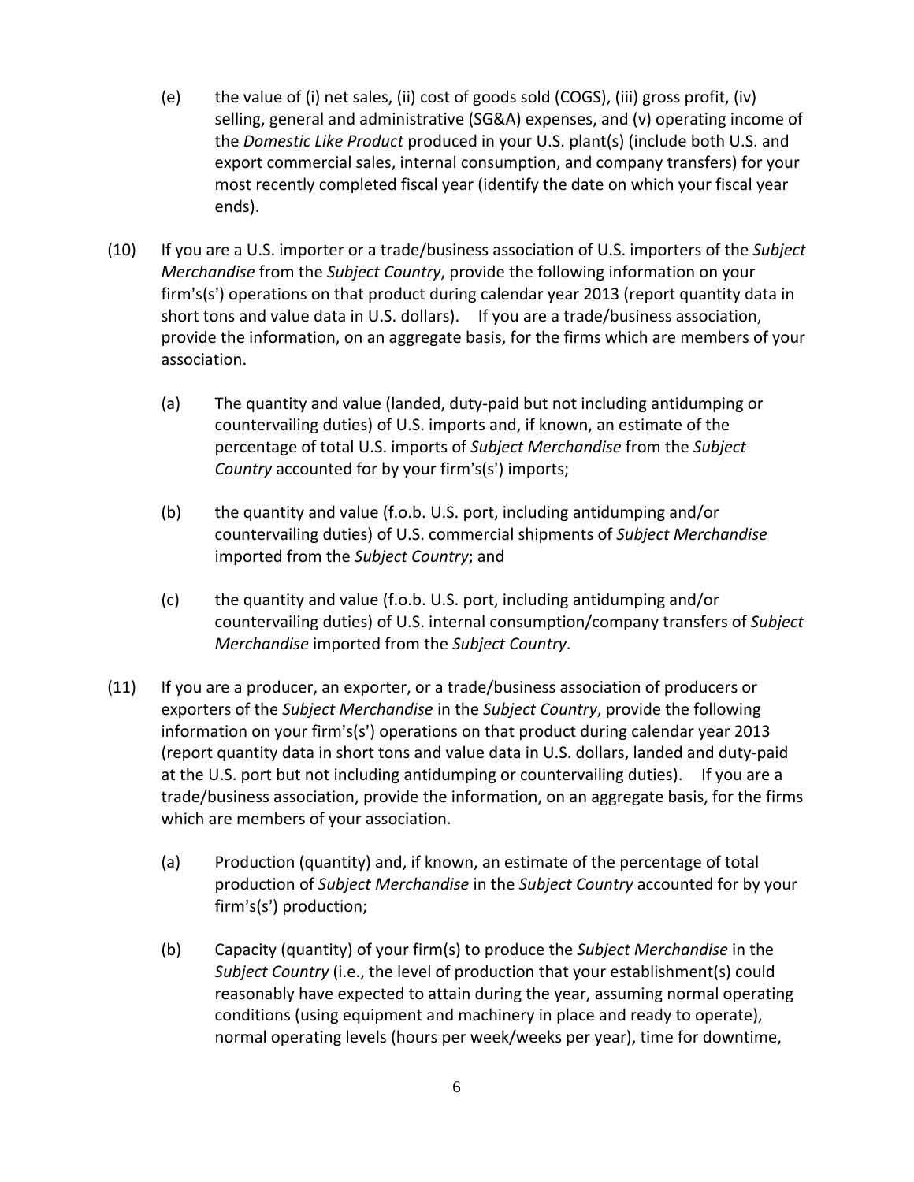(e) the value of (i) net sales, (ii) cost of goods sold (COGS), (iii) gross profit, (iv) selling, general and administrative (SG&A) expenses, and (v) operating income of the *Domestic Like Product* produced in your U.S. plant(s) (include both U.S. and export commercial sales, internal consumption, and company transfers) for your most recently completed fiscal year (identify the date on which your fiscal year ends).

(10) If you are a U.S. importer or a trade/business association of U.S. importers of the *Subject Merchandise* from the *Subject Country*, provide the following information on your firm's(s') operations on that product during calendar year 2013 (report quantity data in short tons and value data in U.S. dollars). If you are a trade/business association, provide the information, on an aggregate basis, for the firms which are members of your association.

(a) The quantity and value (landed, duty-paid but not including antidumping or countervailing duties) of U.S. imports and, if known, an estimate of the percentage of total U.S. imports of *Subject Merchandise* from the *Subject Country* accounted for by your firm's(s') imports;

(b) the quantity and value (f.o.b. U.S. port, including antidumping and/or countervailing duties) of U.S. commercial shipments of *Subject Merchandise* imported from the *Subject Country*; and

(c) the quantity and value (f.o.b. U.S. port, including antidumping and/or countervailing duties) of U.S. internal consumption/company transfers of *Subject Merchandise* imported from the *Subject Country*.

(11) If you are a producer, an exporter, or a trade/business association of producers or exporters of the *Subject Merchandise* in the *Subject Country*, provide the following information on your firm's(s') operations on that product during calendar year 2013 (report quantity data in short tons and value data in U.S. dollars, landed and duty-paid at the U.S. port but not including antidumping or countervailing duties). If you are a trade/business association, provide the information, on an aggregate basis, for the firms which are members of your association.

(a) Production (quantity) and, if known, an estimate of the percentage of total production of *Subject Merchandise* in the *Subject Country* accounted for by your firm's(s') production;

(b) Capacity (quantity) of your firm(s) to produce the *Subject Merchandise* in the *Subject Country* (i.e., the level of production that your establishment(s) could reasonably have expected to attain during the year, assuming normal operating conditions (using equipment and machinery in place and ready to operate), normal operating levels (hours per week/weeks per year), time for downtime,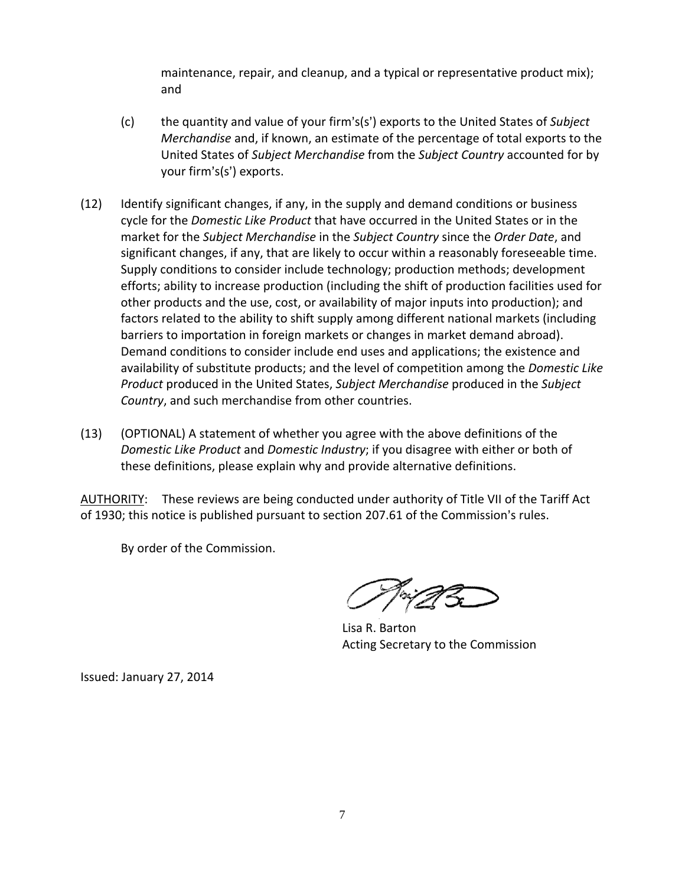maintenance, repair, and cleanup, and a typical or representative product mix); and

(c) the quantity and value of your firm's(s') exports to the United States of *Subject Merchandise* and, if known, an estimate of the percentage of total exports to the United States of *Subject Merchandise* from the *Subject Country* accounted for by your firm's(s') exports.

(12) Identify significant changes, if any, in the supply and demand conditions or business cycle for the *Domestic Like Product* that have occurred in the United States or in the market for the *Subject Merchandise* in the *Subject Country* since the *Order Date*, and significant changes, if any, that are likely to occur within a reasonably foreseeable time. Supply conditions to consider include technology; production methods; development efforts; ability to increase production (including the shift of production facilities used for other products and the use, cost, or availability of major inputs into production); and factors related to the ability to shift supply among different national markets (including barriers to importation in foreign markets or changes in market demand abroad). Demand conditions to consider include end uses and applications; the existence and availability of substitute products; and the level of competition among the *Domestic Like Product* produced in the United States, *Subject Merchandise* produced in the *Subject Country*, and such merchandise from other countries.

(13) (OPTIONAL) A statement of whether you agree with the above definitions of the *Domestic Like Product* and *Domestic Industry*; if you disagree with either or both of these definitions, please explain why and provide alternative definitions.

<u>AUTHORITY</u>: These reviews are being conducted under authority of Title VII of the Tariff Act of 1930; this notice is published pursuant to section 207.61 of the Commission's rules.

By order of the Commission.

Lisa R. Barton
Acting Secretary to the Commission

Issued: January 27, 2014